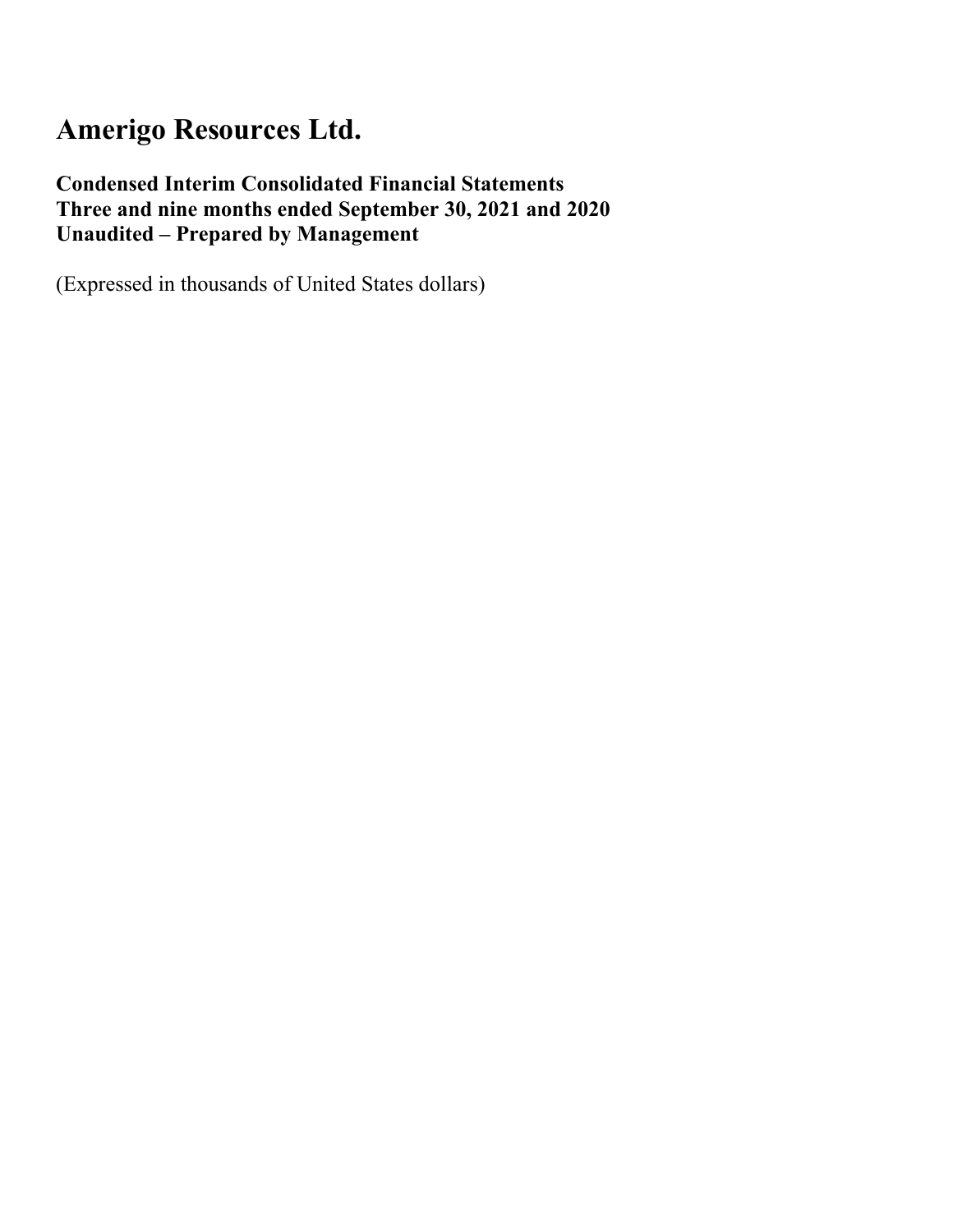# Amerigo Resources Ltd.

**Condensed Interim Consolidated Financial Statements**
**Three and nine months ended September 30, 2021 and 2020**
**Unaudited – Prepared by Management**

(Expressed in thousands of United States dollars)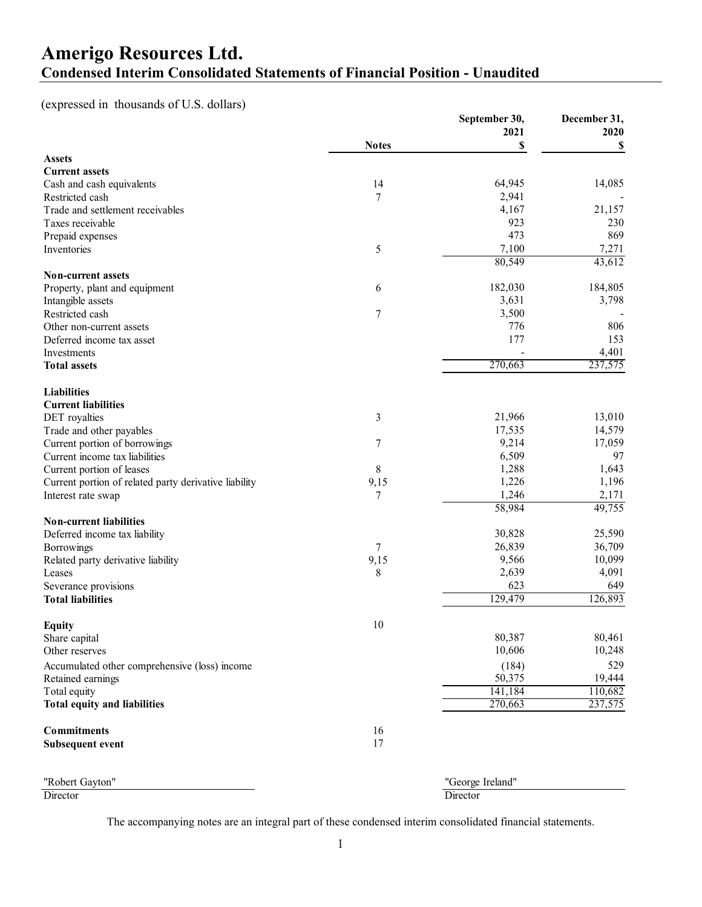# Amerigo Resources Ltd.

## Condensed Interim Consolidated Statements of Financial Position - Unaudited

(expressed in thousands of U.S. dollars)

| | Notes | September 30, 2021 $ | December 31, 2020 $ |
|---|---|---|---|
| **Assets** | | | |
| **Current assets** | | | |
| Cash and cash equivalents | 14 | 64,945 | 14,085 |
| Restricted cash | 7 | 2,941 | - |
| Trade and settlement receivables | | 4,167 | 21,157 |
| Taxes receivable | | 923 | 230 |
| Prepaid expenses | | 473 | 869 |
| Inventories | 5 | 7,100 | 7,271 |
| | | 80,549 | 43,612 |
| **Non-current assets** | | | |
| Property, plant and equipment | 6 | 182,030 | 184,805 |
| Intangible assets | | 3,631 | 3,798 |
| Restricted cash | 7 | 3,500 | - |
| Other non-current assets | | 776 | 806 |
| Deferred income tax asset | | 177 | 153 |
| Investments | | - | 4,401 |
| **Total assets** | | 270,663 | 237,575 |
| **Liabilities** | | | |
| **Current liabilities** | | | |
| DET royalties | 3 | 21,966 | 13,010 |
| Trade and other payables | | 17,535 | 14,579 |
| Current portion of borrowings | 7 | 9,214 | 17,059 |
| Current income tax liabilities | | 6,509 | 97 |
| Current portion of leases | 8 | 1,288 | 1,643 |
| Current portion of related party derivative liability | 9,15 | 1,226 | 1,196 |
| Interest rate swap | 7 | 1,246 | 2,171 |
| | | 58,984 | 49,755 |
| **Non-current liabilities** | | | |
| Deferred income tax liability | | 30,828 | 25,590 |
| Borrowings | 7 | 26,839 | 36,709 |
| Related party derivative liability | 9,15 | 9,566 | 10,099 |
| Leases | 8 | 2,639 | 4,091 |
| Severance provisions | | 623 | 649 |
| **Total liabilities** | | 129,479 | 126,893 |
| **Equity** | 10 | | |
| Share capital | | 80,387 | 80,461 |
| Other reserves | | 10,606 | 10,248 |
| Accumulated other comprehensive (loss) income | | (184) | 529 |
| Retained earnings | | 50,375 | 19,444 |
| Total equity | | 141,184 | 110,682 |
| **Total equity and liabilities** | | 270,663 | 237,575 |
| **Commitments** | 16 | | |
| **Subsequent event** | 17 | | |

"Robert Gayton"
Director

"George Ireland"
Director

The accompanying notes are an integral part of these condensed interim consolidated financial statements.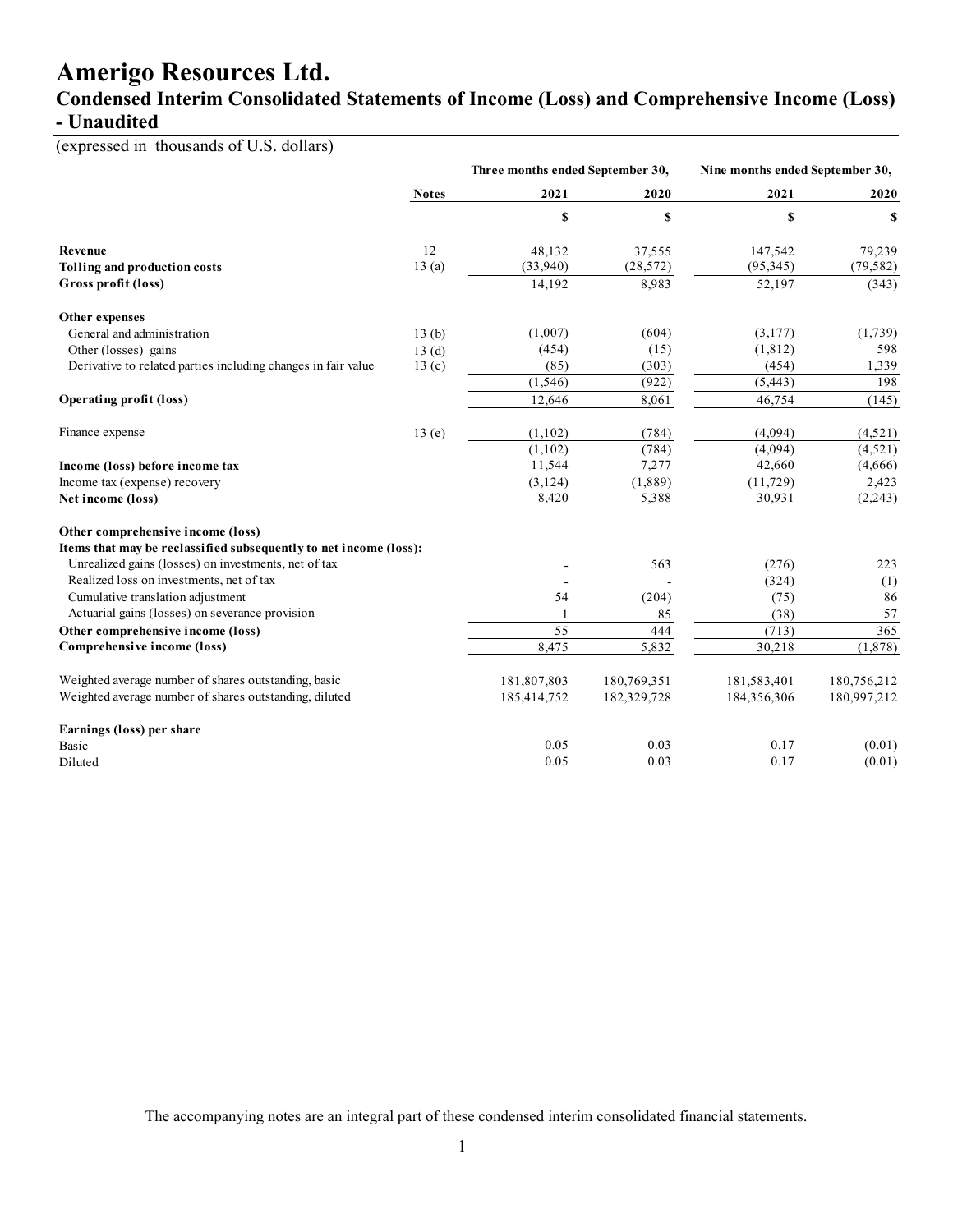# Amerigo Resources Ltd.

## Condensed Interim Consolidated Statements of Income (Loss) and Comprehensive Income (Loss) - Unaudited

(expressed in thousands of U.S. dollars)

| | Notes | Three months ended September 30, 2021 | Three months ended September 30, 2020 | Nine months ended September 30, 2021 | Nine months ended September 30, 2020 |
|---|---|---|---|---|---|
| | | $ | $ | $ | $ |
| **Revenue** | 12 | 48,132 | 37,555 | 147,542 | 79,239 |
| **Tolling and production costs** | 13 (a) | (33,940) | (28,572) | (95,345) | (79,582) |
| **Gross profit (loss)** | | 14,192 | 8,983 | 52,197 | (343) |
| **Other expenses** | | | | | |
| General and administration | 13 (b) | (1,007) | (604) | (3,177) | (1,739) |
| Other (losses) gains | 13 (d) | (454) | (15) | (1,812) | 598 |
| Derivative to related parties including changes in fair value | 13 (c) | (85) | (303) | (454) | 1,339 |
| | | (1,546) | (922) | (5,443) | 198 |
| **Operating profit (loss)** | | 12,646 | 8,061 | 46,754 | (145) |
| Finance expense | 13 (e) | (1,102) | (784) | (4,094) | (4,521) |
| | | (1,102) | (784) | (4,094) | (4,521) |
| **Income (loss) before income tax** | | 11,544 | 7,277 | 42,660 | (4,666) |
| Income tax (expense) recovery | | (3,124) | (1,889) | (11,729) | 2,423 |
| **Net income (loss)** | | 8,420 | 5,388 | 30,931 | (2,243) |
| **Other comprehensive income (loss)** | | | | | |
| **Items that may be reclassified subsequently to net income (loss):** | | | | | |
| Unrealized gains (losses) on investments, net of tax | | - | 563 | (276) | 223 |
| Realized loss on investments, net of tax | | - | - | (324) | (1) |
| Cumulative translation adjustment | | 54 | (204) | (75) | 86 |
| Actuarial gains (losses) on severance provision | | 1 | 85 | (38) | 57 |
| **Other comprehensive income (loss)** | | 55 | 444 | (713) | 365 |
| **Comprehensive income (loss)** | | 8,475 | 5,832 | 30,218 | (1,878) |
| Weighted average number of shares outstanding, basic | | 181,807,803 | 180,769,351 | 181,583,401 | 180,756,212 |
| Weighted average number of shares outstanding, diluted | | 185,414,752 | 182,329,728 | 184,356,306 | 180,997,212 |
| **Earnings (loss) per share** | | | | | |
| Basic | | 0.05 | 0.03 | 0.17 | (0.01) |
| Diluted | | 0.05 | 0.03 | 0.17 | (0.01) |

The accompanying notes are an integral part of these condensed interim consolidated financial statements.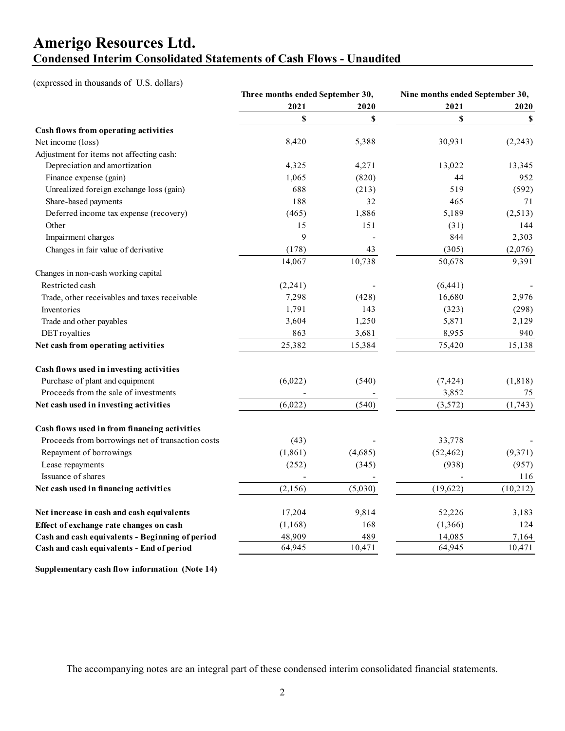# Amerigo Resources Ltd.

## Condensed Interim Consolidated Statements of Cash Flows - Unaudited

(expressed in thousands of U.S. dollars)

| | Three months ended September 30, | | Nine months ended September 30, | |
|---|---|---|---|---|
| | 2021 | 2020 | 2021 | 2020 |
| | $ | $ | $ | $ |
| **Cash flows from operating activities** | | | | |
| Net income (loss) | 8,420 | 5,388 | 30,931 | (2,243) |
| Adjustment for items not affecting cash: | | | | |
| Depreciation and amortization | 4,325 | 4,271 | 13,022 | 13,345 |
| Finance expense (gain) | 1,065 | (820) | 44 | 952 |
| Unrealized foreign exchange loss (gain) | 688 | (213) | 519 | (592) |
| Share-based payments | 188 | 32 | 465 | 71 |
| Deferred income tax expense (recovery) | (465) | 1,886 | 5,189 | (2,513) |
| Other | 15 | 151 | (31) | 144 |
| Impairment charges | 9 | - | 844 | 2,303 |
| Changes in fair value of derivative | (178) | 43 | (305) | (2,076) |
| | 14,067 | 10,738 | 50,678 | 9,391 |
| Changes in non-cash working capital | | | | |
| Restricted cash | (2,241) | - | (6,441) | - |
| Trade, other receivables and taxes receivable | 7,298 | (428) | 16,680 | 2,976 |
| Inventories | 1,791 | 143 | (323) | (298) |
| Trade and other payables | 3,604 | 1,250 | 5,871 | 2,129 |
| DET royalties | 863 | 3,681 | 8,955 | 940 |
| **Net cash from operating activities** | 25,382 | 15,384 | 75,420 | 15,138 |
| | | | | |
| **Cash flows used in investing activities** | | | | |
| Purchase of plant and equipment | (6,022) | (540) | (7,424) | (1,818) |
| Proceeds from the sale of investments | - | - | 3,852 | 75 |
| **Net cash used in investing activities** | (6,022) | (540) | (3,572) | (1,743) |
| | | | | |
| **Cash flows used in from financing activities** | | | | |
| Proceeds from borrowings net of transaction costs | (43) | - | 33,778 | - |
| Repayment of borrowings | (1,861) | (4,685) | (52,462) | (9,371) |
| Lease repayments | (252) | (345) | (938) | (957) |
| Issuance of shares | - | - | - | 116 |
| **Net cash used in financing activities** | (2,156) | (5,030) | (19,622) | (10,212) |
| | | | | |
| **Net increase in cash and cash equivalents** | 17,204 | 9,814 | 52,226 | 3,183 |
| **Effect of exchange rate changes on cash** | (1,168) | 168 | (1,366) | 124 |
| **Cash and cash equivalents - Beginning of period** | 48,909 | 489 | 14,085 | 7,164 |
| **Cash and cash equivalents - End of period** | 64,945 | 10,471 | 64,945 | 10,471 |

**Supplementary cash flow information (Note 14)**

The accompanying notes are an integral part of these condensed interim consolidated financial statements.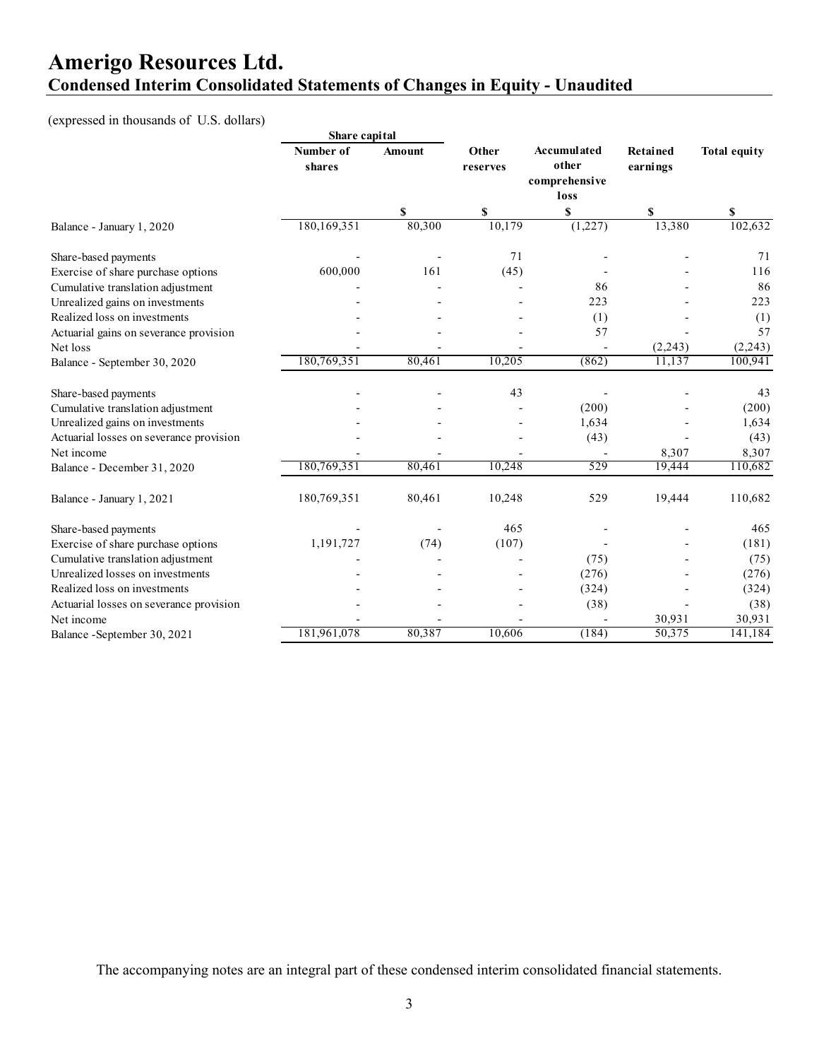# Amerigo Resources Ltd.

## Condensed Interim Consolidated Statements of Changes in Equity - Unaudited

(expressed in thousands of U.S. dollars)

| | Share capital | | | | | |
|---|---|---|---|---|---|---|
| | Number of shares | Amount | Other reserves | Accumulated other comprehensive loss | Retained earnings | Total equity |
| | | $ | $ | $ | $ | $ |
| Balance - January 1, 2020 | 180,169,351 | 80,300 | 10,179 | (1,227) | 13,380 | 102,632 |
| Share-based payments | - | - | 71 | - | - | 71 |
| Exercise of share purchase options | 600,000 | 161 | (45) | - | - | 116 |
| Cumulative translation adjustment | - | - | - | 86 | - | 86 |
| Unrealized gains on investments | - | - | - | 223 | - | 223 |
| Realized loss on investments | - | - | - | (1) | - | (1) |
| Actuarial gains on severance provision | - | - | - | 57 | - | 57 |
| Net loss | - | - | - | - | (2,243) | (2,243) |
| Balance - September 30, 2020 | 180,769,351 | 80,461 | 10,205 | (862) | 11,137 | 100,941 |
| Share-based payments | - | - | 43 | - | - | 43 |
| Cumulative translation adjustment | - | - | - | (200) | - | (200) |
| Unrealized gains on investments | - | - | - | 1,634 | - | 1,634 |
| Actuarial losses on severance provision | - | - | - | (43) | - | (43) |
| Net income | - | - | - | - | 8,307 | 8,307 |
| Balance - December 31, 2020 | 180,769,351 | 80,461 | 10,248 | 529 | 19,444 | 110,682 |
| Balance - January 1, 2021 | 180,769,351 | 80,461 | 10,248 | 529 | 19,444 | 110,682 |
| Share-based payments | - | - | 465 | - | - | 465 |
| Exercise of share purchase options | 1,191,727 | (74) | (107) | - | - | (181) |
| Cumulative translation adjustment | - | - | - | (75) | - | (75) |
| Unrealized losses on investments | - | - | - | (276) | - | (276) |
| Realized loss on investments | - | - | - | (324) | - | (324) |
| Actuarial losses on severance provision | - | - | - | (38) | - | (38) |
| Net income | - | - | - | - | 30,931 | 30,931 |
| Balance -September 30, 2021 | 181,961,078 | 80,387 | 10,606 | (184) | 50,375 | 141,184 |

The accompanying notes are an integral part of these condensed interim consolidated financial statements.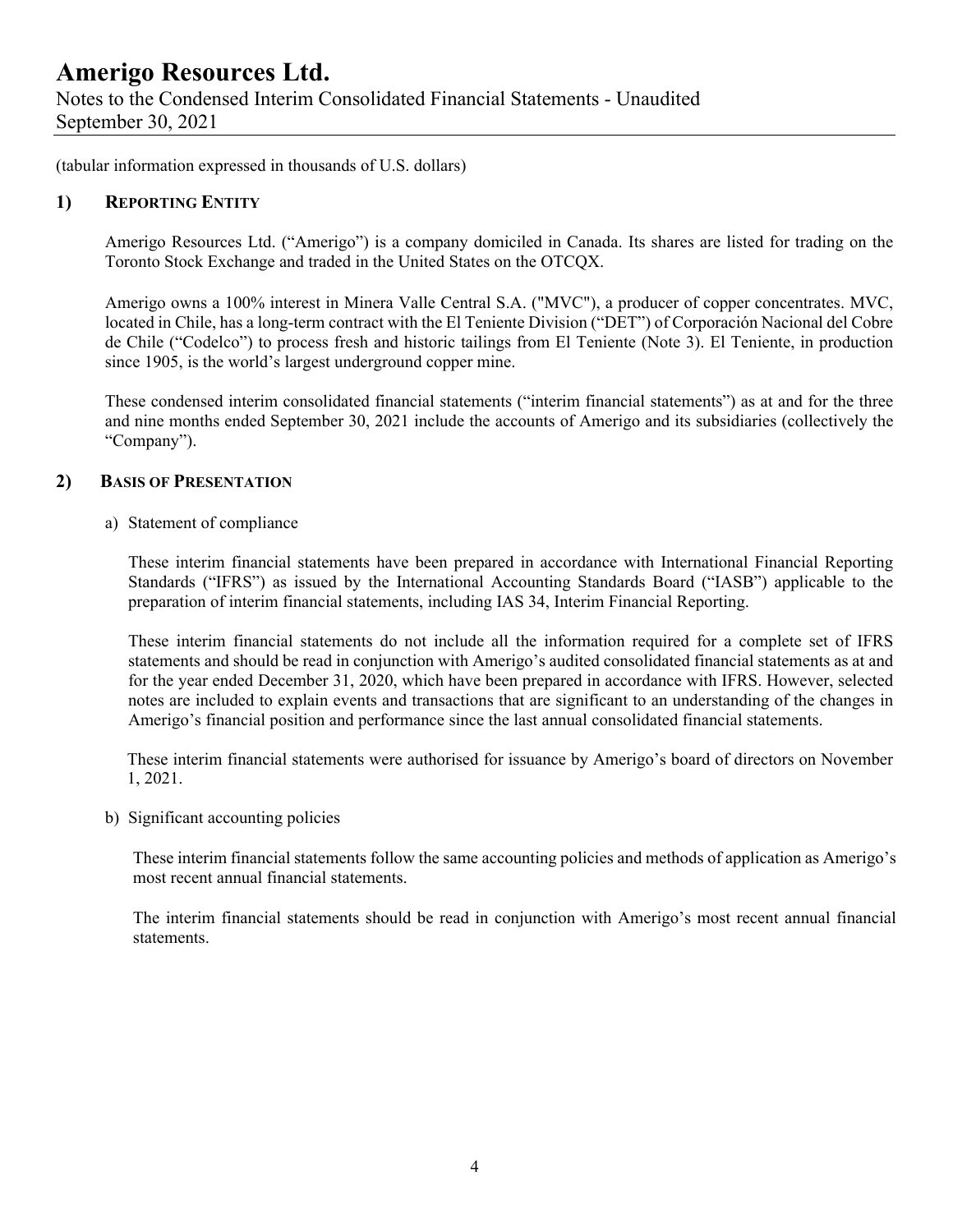(tabular information expressed in thousands of U.S. dollars)

## 1) Reporting Entity

Amerigo Resources Ltd. ("Amerigo") is a company domiciled in Canada. Its shares are listed for trading on the Toronto Stock Exchange and traded in the United States on the OTCQX.

Amerigo owns a 100% interest in Minera Valle Central S.A. ("MVC"), a producer of copper concentrates. MVC, located in Chile, has a long-term contract with the El Teniente Division ("DET") of Corporación Nacional del Cobre de Chile ("Codelco") to process fresh and historic tailings from El Teniente (Note 3). El Teniente, in production since 1905, is the world's largest underground copper mine.

These condensed interim consolidated financial statements ("interim financial statements") as at and for the three and nine months ended September 30, 2021 include the accounts of Amerigo and its subsidiaries (collectively the "Company").

## 2) Basis of Presentation

a) Statement of compliance

These interim financial statements have been prepared in accordance with International Financial Reporting Standards ("IFRS") as issued by the International Accounting Standards Board ("IASB") applicable to the preparation of interim financial statements, including IAS 34, Interim Financial Reporting.

These interim financial statements do not include all the information required for a complete set of IFRS statements and should be read in conjunction with Amerigo's audited consolidated financial statements as at and for the year ended December 31, 2020, which have been prepared in accordance with IFRS. However, selected notes are included to explain events and transactions that are significant to an understanding of the changes in Amerigo's financial position and performance since the last annual consolidated financial statements.

These interim financial statements were authorised for issuance by Amerigo's board of directors on November 1, 2021.

b) Significant accounting policies

These interim financial statements follow the same accounting policies and methods of application as Amerigo's most recent annual financial statements.

The interim financial statements should be read in conjunction with Amerigo's most recent annual financial statements.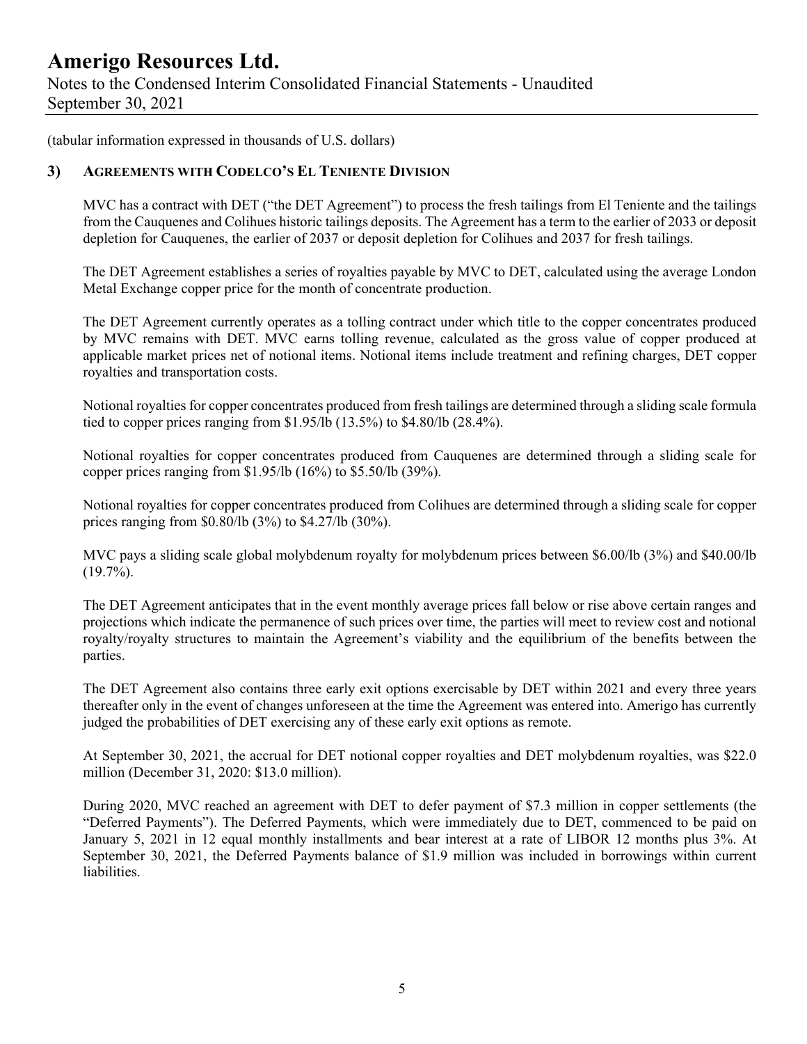(tabular information expressed in thousands of U.S. dollars)

## 3) Agreements with Codelco's El Teniente Division

MVC has a contract with DET ("the DET Agreement") to process the fresh tailings from El Teniente and the tailings from the Cauquenes and Colihues historic tailings deposits. The Agreement has a term to the earlier of 2033 or deposit depletion for Cauquenes, the earlier of 2037 or deposit depletion for Colihues and 2037 for fresh tailings.

The DET Agreement establishes a series of royalties payable by MVC to DET, calculated using the average London Metal Exchange copper price for the month of concentrate production.

The DET Agreement currently operates as a tolling contract under which title to the copper concentrates produced by MVC remains with DET. MVC earns tolling revenue, calculated as the gross value of copper produced at applicable market prices net of notional items. Notional items include treatment and refining charges, DET copper royalties and transportation costs.

Notional royalties for copper concentrates produced from fresh tailings are determined through a sliding scale formula tied to copper prices ranging from $1.95/lb (13.5%) to $4.80/lb (28.4%).

Notional royalties for copper concentrates produced from Cauquenes are determined through a sliding scale for copper prices ranging from $1.95/lb (16%) to $5.50/lb (39%).

Notional royalties for copper concentrates produced from Colihues are determined through a sliding scale for copper prices ranging from $0.80/lb (3%) to $4.27/lb (30%).

MVC pays a sliding scale global molybdenum royalty for molybdenum prices between $6.00/lb (3%) and $40.00/lb (19.7%).

The DET Agreement anticipates that in the event monthly average prices fall below or rise above certain ranges and projections which indicate the permanence of such prices over time, the parties will meet to review cost and notional royalty/royalty structures to maintain the Agreement's viability and the equilibrium of the benefits between the parties.

The DET Agreement also contains three early exit options exercisable by DET within 2021 and every three years thereafter only in the event of changes unforeseen at the time the Agreement was entered into. Amerigo has currently judged the probabilities of DET exercising any of these early exit options as remote.

At September 30, 2021, the accrual for DET notional copper royalties and DET molybdenum royalties, was $22.0 million (December 31, 2020: $13.0 million).

During 2020, MVC reached an agreement with DET to defer payment of $7.3 million in copper settlements (the "Deferred Payments"). The Deferred Payments, which were immediately due to DET, commenced to be paid on January 5, 2021 in 12 equal monthly installments and bear interest at a rate of LIBOR 12 months plus 3%. At September 30, 2021, the Deferred Payments balance of $1.9 million was included in borrowings within current liabilities.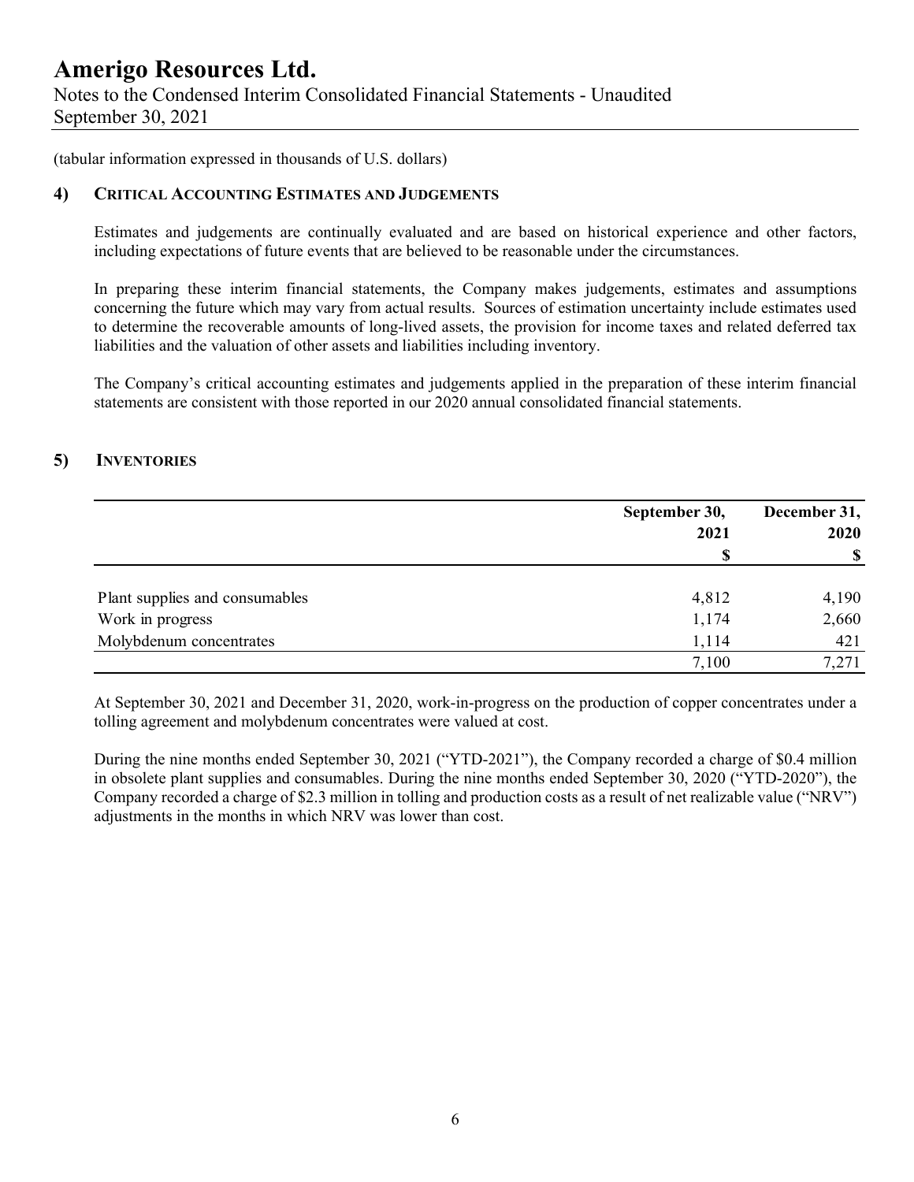(tabular information expressed in thousands of U.S. dollars)

## 4) Critical Accounting Estimates and Judgements

Estimates and judgements are continually evaluated and are based on historical experience and other factors, including expectations of future events that are believed to be reasonable under the circumstances.

In preparing these interim financial statements, the Company makes judgements, estimates and assumptions concerning the future which may vary from actual results. Sources of estimation uncertainty include estimates used to determine the recoverable amounts of long-lived assets, the provision for income taxes and related deferred tax liabilities and the valuation of other assets and liabilities including inventory.

The Company's critical accounting estimates and judgements applied in the preparation of these interim financial statements are consistent with those reported in our 2020 annual consolidated financial statements.

## 5) Inventories

| | September 30, 2021 $ | December 31, 2020 $ |
|---|---|---|
| Plant supplies and consumables | 4,812 | 4,190 |
| Work in progress | 1,174 | 2,660 |
| Molybdenum concentrates | 1,114 | 421 |
| | 7,100 | 7,271 |

At September 30, 2021 and December 31, 2020, work-in-progress on the production of copper concentrates under a tolling agreement and molybdenum concentrates were valued at cost.

During the nine months ended September 30, 2021 ("YTD-2021"), the Company recorded a charge of $0.4 million in obsolete plant supplies and consumables. During the nine months ended September 30, 2020 ("YTD-2020"), the Company recorded a charge of $2.3 million in tolling and production costs as a result of net realizable value ("NRV") adjustments in the months in which NRV was lower than cost.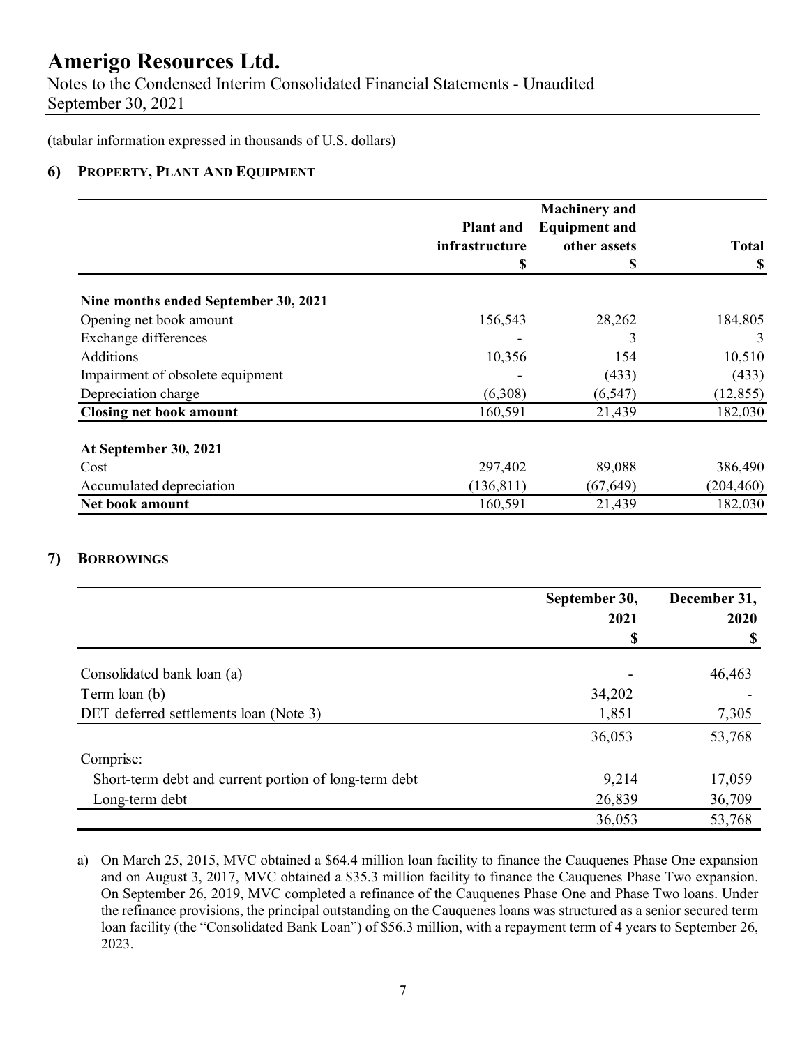(tabular information expressed in thousands of U.S. dollars)

## 6) PROPERTY, PLANT AND EQUIPMENT

| | Plant and infrastructure $ | Machinery and Equipment and other assets $ | Total $ |
|---|---|---|---|
| **Nine months ended September 30, 2021** | | | |
| Opening net book amount | 156,543 | 28,262 | 184,805 |
| Exchange differences | - | 3 | 3 |
| Additions | 10,356 | 154 | 10,510 |
| Impairment of obsolete equipment | - | (433) | (433) |
| Depreciation charge | (6,308) | (6,547) | (12,855) |
| **Closing net book amount** | 160,591 | 21,439 | 182,030 |
| **At September 30, 2021** | | | |
| Cost | 297,402 | 89,088 | 386,490 |
| Accumulated depreciation | (136,811) | (67,649) | (204,460) |
| **Net book amount** | 160,591 | 21,439 | 182,030 |

## 7) BORROWINGS

| | September 30, 2021 $ | December 31, 2020 $ |
|---|---|---|
| Consolidated bank loan (a) | - | 46,463 |
| Term loan (b) | 34,202 | - |
| DET deferred settlements loan (Note 3) | 1,851 | 7,305 |
| | 36,053 | 53,768 |
| Comprise: | | |
| Short-term debt and current portion of long-term debt | 9,214 | 17,059 |
| Long-term debt | 26,839 | 36,709 |
| | 36,053 | 53,768 |

a) On March 25, 2015, MVC obtained a $64.4 million loan facility to finance the Cauquenes Phase One expansion and on August 3, 2017, MVC obtained a $35.3 million facility to finance the Cauquenes Phase Two expansion. On September 26, 2019, MVC completed a refinance of the Cauquenes Phase One and Phase Two loans. Under the refinance provisions, the principal outstanding on the Cauquenes loans was structured as a senior secured term loan facility (the "Consolidated Bank Loan") of $56.3 million, with a repayment term of 4 years to September 26, 2023.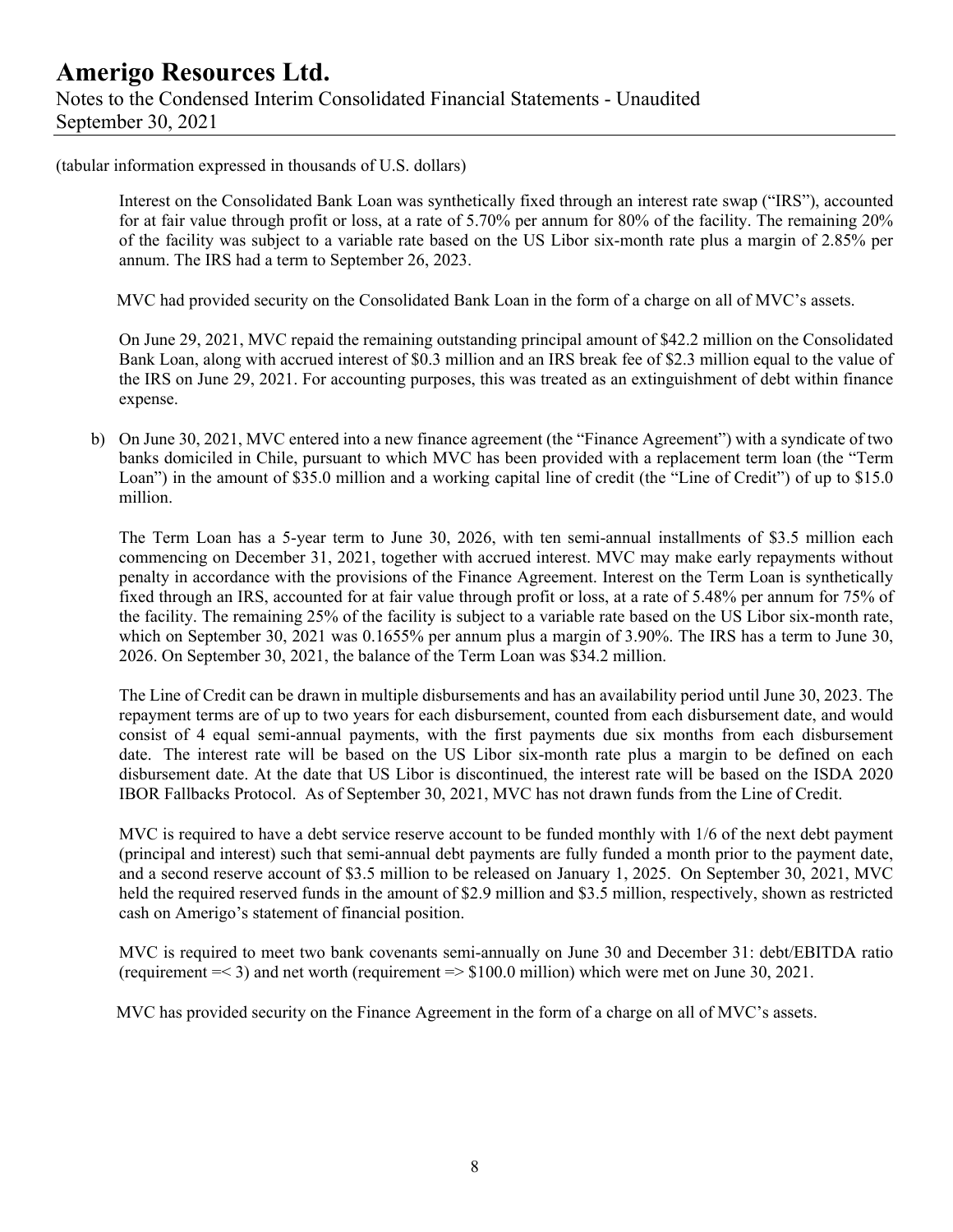(tabular information expressed in thousands of U.S. dollars)

Interest on the Consolidated Bank Loan was synthetically fixed through an interest rate swap ("IRS"), accounted for at fair value through profit or loss, at a rate of 5.70% per annum for 80% of the facility. The remaining 20% of the facility was subject to a variable rate based on the US Libor six-month rate plus a margin of 2.85% per annum. The IRS had a term to September 26, 2023.

MVC had provided security on the Consolidated Bank Loan in the form of a charge on all of MVC's assets.

On June 29, 2021, MVC repaid the remaining outstanding principal amount of $42.2 million on the Consolidated Bank Loan, along with accrued interest of $0.3 million and an IRS break fee of $2.3 million equal to the value of the IRS on June 29, 2021. For accounting purposes, this was treated as an extinguishment of debt within finance expense.

b) On June 30, 2021, MVC entered into a new finance agreement (the "Finance Agreement") with a syndicate of two banks domiciled in Chile, pursuant to which MVC has been provided with a replacement term loan (the "Term Loan") in the amount of $35.0 million and a working capital line of credit (the "Line of Credit") of up to $15.0 million.

The Term Loan has a 5-year term to June 30, 2026, with ten semi-annual installments of $3.5 million each commencing on December 31, 2021, together with accrued interest. MVC may make early repayments without penalty in accordance with the provisions of the Finance Agreement. Interest on the Term Loan is synthetically fixed through an IRS, accounted for at fair value through profit or loss, at a rate of 5.48% per annum for 75% of the facility. The remaining 25% of the facility is subject to a variable rate based on the US Libor six-month rate, which on September 30, 2021 was 0.1655% per annum plus a margin of 3.90%. The IRS has a term to June 30, 2026. On September 30, 2021, the balance of the Term Loan was $34.2 million.

The Line of Credit can be drawn in multiple disbursements and has an availability period until June 30, 2023. The repayment terms are of up to two years for each disbursement, counted from each disbursement date, and would consist of 4 equal semi-annual payments, with the first payments due six months from each disbursement date. The interest rate will be based on the US Libor six-month rate plus a margin to be defined on each disbursement date. At the date that US Libor is discontinued, the interest rate will be based on the ISDA 2020 IBOR Fallbacks Protocol. As of September 30, 2021, MVC has not drawn funds from the Line of Credit.

MVC is required to have a debt service reserve account to be funded monthly with 1/6 of the next debt payment (principal and interest) such that semi-annual debt payments are fully funded a month prior to the payment date, and a second reserve account of $3.5 million to be released on January 1, 2025. On September 30, 2021, MVC held the required reserved funds in the amount of $2.9 million and $3.5 million, respectively, shown as restricted cash on Amerigo's statement of financial position.

MVC is required to meet two bank covenants semi-annually on June 30 and December 31: debt/EBITDA ratio (requirement =< 3) and net worth (requirement => $100.0 million) which were met on June 30, 2021.

MVC has provided security on the Finance Agreement in the form of a charge on all of MVC's assets.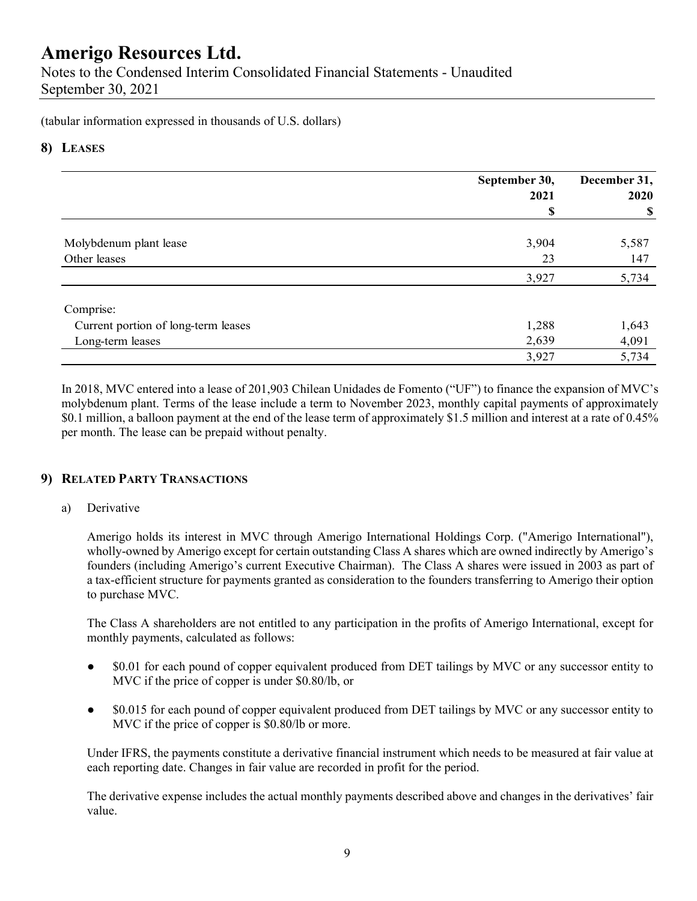# Amerigo Resources Ltd.

Notes to the Condensed Interim Consolidated Financial Statements - Unaudited
September 30, 2021

(tabular information expressed in thousands of U.S. dollars)

## 8) Leases

| | September 30, 2021 $ | December 31, 2020 $ |
|---|---|---|
| Molybdenum plant lease | 3,904 | 5,587 |
| Other leases | 23 | 147 |
| | 3,927 | 5,734 |
| Comprise: | | |
| Current portion of long-term leases | 1,288 | 1,643 |
| Long-term leases | 2,639 | 4,091 |
| | 3,927 | 5,734 |

In 2018, MVC entered into a lease of 201,903 Chilean Unidades de Fomento ("UF") to finance the expansion of MVC's molybdenum plant. Terms of the lease include a term to November 2023, monthly capital payments of approximately $0.1 million, a balloon payment at the end of the lease term of approximately $1.5 million and interest at a rate of 0.45% per month. The lease can be prepaid without penalty.

## 9) Related Party Transactions

a) Derivative

Amerigo holds its interest in MVC through Amerigo International Holdings Corp. ("Amerigo International"), wholly-owned by Amerigo except for certain outstanding Class A shares which are owned indirectly by Amerigo's founders (including Amerigo's current Executive Chairman). The Class A shares were issued in 2003 as part of a tax-efficient structure for payments granted as consideration to the founders transferring to Amerigo their option to purchase MVC.

The Class A shareholders are not entitled to any participation in the profits of Amerigo International, except for monthly payments, calculated as follows:

- $0.01 for each pound of copper equivalent produced from DET tailings by MVC or any successor entity to MVC if the price of copper is under $0.80/lb, or
- $0.015 for each pound of copper equivalent produced from DET tailings by MVC or any successor entity to MVC if the price of copper is $0.80/lb or more.

Under IFRS, the payments constitute a derivative financial instrument which needs to be measured at fair value at each reporting date. Changes in fair value are recorded in profit for the period.

The derivative expense includes the actual monthly payments described above and changes in the derivatives' fair value.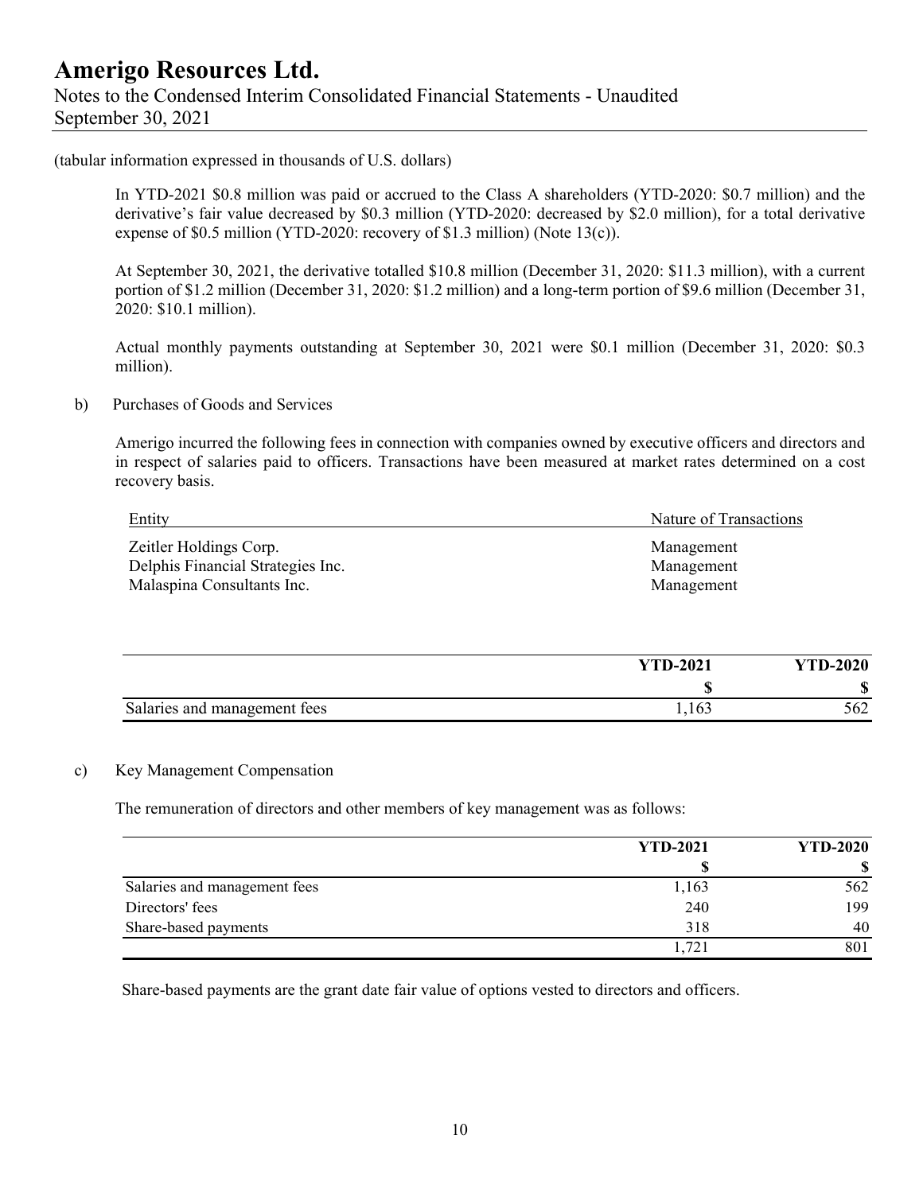(tabular information expressed in thousands of U.S. dollars)

In YTD-2021 $0.8 million was paid or accrued to the Class A shareholders (YTD-2020: $0.7 million) and the derivative's fair value decreased by $0.3 million (YTD-2020: decreased by $2.0 million), for a total derivative expense of $0.5 million (YTD-2020: recovery of $1.3 million) (Note 13(c)).

At September 30, 2021, the derivative totalled $10.8 million (December 31, 2020: $11.3 million), with a current portion of $1.2 million (December 31, 2020: $1.2 million) and a long-term portion of $9.6 million (December 31, 2020: $10.1 million).

Actual monthly payments outstanding at September 30, 2021 were $0.1 million (December 31, 2020: $0.3 million).

b) Purchases of Goods and Services

Amerigo incurred the following fees in connection with companies owned by executive officers and directors and in respect of salaries paid to officers. Transactions have been measured at market rates determined on a cost recovery basis.

| Entity | Nature of Transactions |
|---|---|
| Zeitler Holdings Corp. | Management |
| Delphis Financial Strategies Inc. | Management |
| Malaspina Consultants Inc. | Management |

| | YTD-2021 | YTD-2020 |
|---|---|---|
| | $ | $ |
| Salaries and management fees | 1,163 | 562 |

c) Key Management Compensation

The remuneration of directors and other members of key management was as follows:

| | YTD-2021 | YTD-2020 |
|---|---|---|
| | $ | $ |
| Salaries and management fees | 1,163 | 562 |
| Directors' fees | 240 | 199 |
| Share-based payments | 318 | 40 |
| | 1,721 | 801 |

Share-based payments are the grant date fair value of options vested to directors and officers.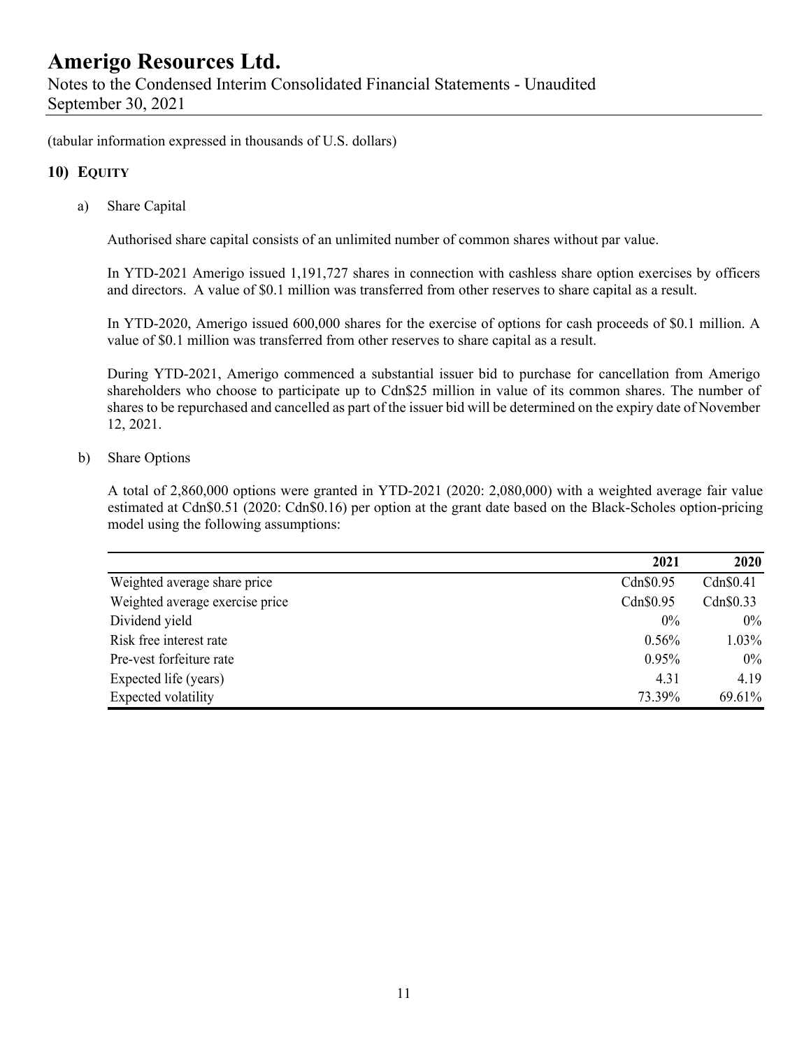(tabular information expressed in thousands of U.S. dollars)

## 10) EQUITY

a) Share Capital

Authorised share capital consists of an unlimited number of common shares without par value.

In YTD-2021 Amerigo issued 1,191,727 shares in connection with cashless share option exercises by officers and directors. A value of $0.1 million was transferred from other reserves to share capital as a result.

In YTD-2020, Amerigo issued 600,000 shares for the exercise of options for cash proceeds of $0.1 million. A value of $0.1 million was transferred from other reserves to share capital as a result.

During YTD-2021, Amerigo commenced a substantial issuer bid to purchase for cancellation from Amerigo shareholders who choose to participate up to Cdn$25 million in value of its common shares. The number of shares to be repurchased and cancelled as part of the issuer bid will be determined on the expiry date of November 12, 2021.

b) Share Options

A total of 2,860,000 options were granted in YTD-2021 (2020: 2,080,000) with a weighted average fair value estimated at Cdn$0.51 (2020: Cdn$0.16) per option at the grant date based on the Black-Scholes option-pricing model using the following assumptions:

| | **2021** | **2020** |
|---|---|---|
| Weighted average share price | Cdn$0.95 | Cdn$0.41 |
| Weighted average exercise price | Cdn$0.95 | Cdn$0.33 |
| Dividend yield | 0% | 0% |
| Risk free interest rate | 0.56% | 1.03% |
| Pre-vest forfeiture rate | 0.95% | 0% |
| Expected life (years) | 4.31 | 4.19 |
| Expected volatility | 73.39% | 69.61% |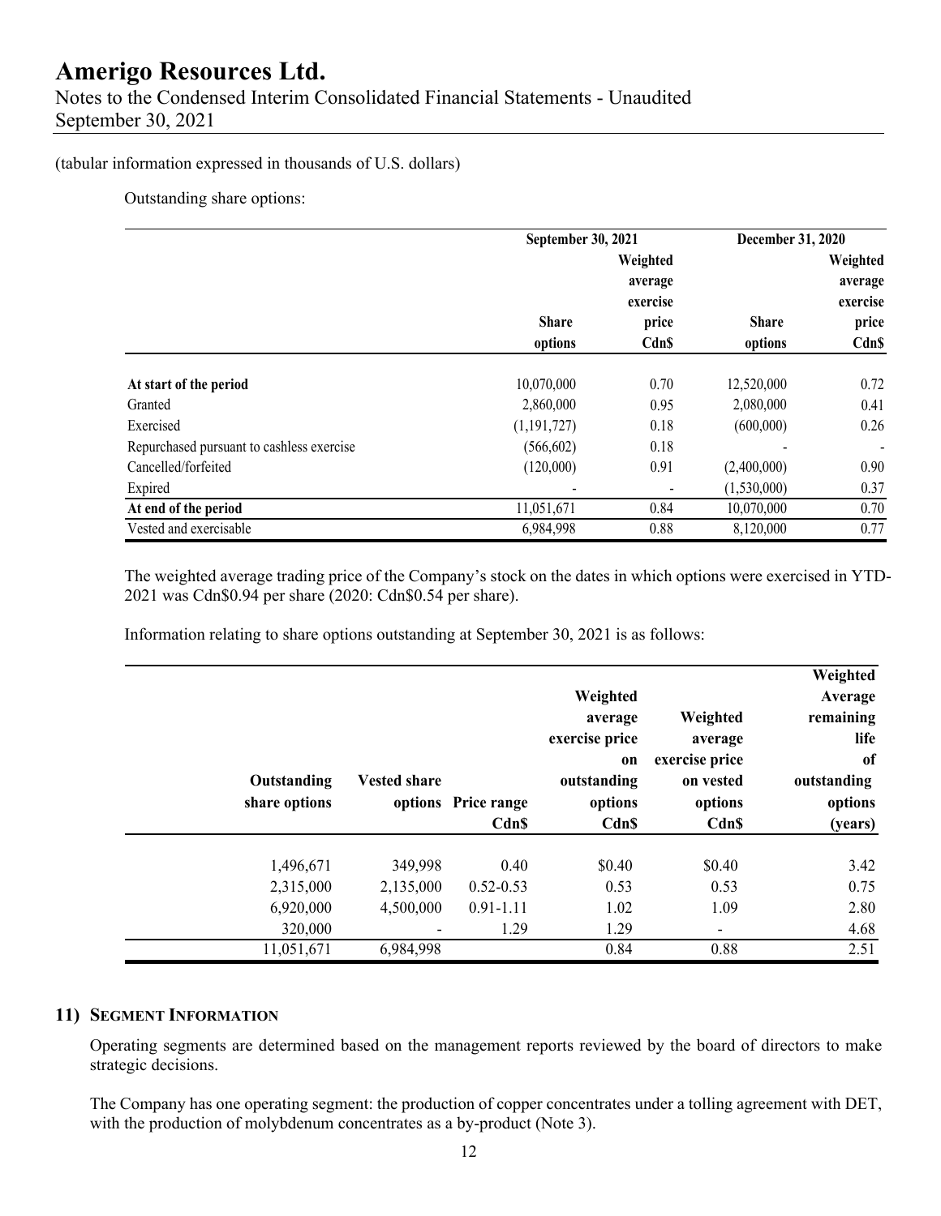(tabular information expressed in thousands of U.S. dollars)

Outstanding share options:

| | September 30, 2021 | | December 31, 2020 | |
|---|---|---|---|---|
| | Share options | Weighted average exercise price Cdn$ | Share options | Weighted average exercise price Cdn$ |
| **At start of the period** | 10,070,000 | 0.70 | 12,520,000 | 0.72 |
| Granted | 2,860,000 | 0.95 | 2,080,000 | 0.41 |
| Exercised | (1,191,727) | 0.18 | (600,000) | 0.26 |
| Repurchased pursuant to cashless exercise | (566,602) | 0.18 | - | - |
| Cancelled/forfeited | (120,000) | 0.91 | (2,400,000) | 0.90 |
| Expired | - | - | (1,530,000) | 0.37 |
| **At end of the period** | 11,051,671 | 0.84 | 10,070,000 | 0.70 |
| Vested and exercisable | 6,984,998 | 0.88 | 8,120,000 | 0.77 |

The weighted average trading price of the Company's stock on the dates in which options were exercised in YTD-2021 was Cdn$0.94 per share (2020: Cdn$0.54 per share).

Information relating to share options outstanding at September 30, 2021 is as follows:

| Outstanding share options | Vested share options | Price range Cdn$ | Weighted average exercise price on outstanding options Cdn$ | Weighted average exercise price on vested options Cdn$ | Weighted Average remaining life of outstanding options (years) |
|---|---|---|---|---|---|
| 1,496,671 | 349,998 | 0.40 | $0.40 | $0.40 | 3.42 |
| 2,315,000 | 2,135,000 | 0.52-0.53 | 0.53 | 0.53 | 0.75 |
| 6,920,000 | 4,500,000 | 0.91-1.11 | 1.02 | 1.09 | 2.80 |
| 320,000 | - | 1.29 | 1.29 | - | 4.68 |
| 11,051,671 | 6,984,998 | | 0.84 | 0.88 | 2.51 |

## 11) Segment Information

Operating segments are determined based on the management reports reviewed by the board of directors to make strategic decisions.

The Company has one operating segment: the production of copper concentrates under a tolling agreement with DET, with the production of molybdenum concentrates as a by-product (Note 3).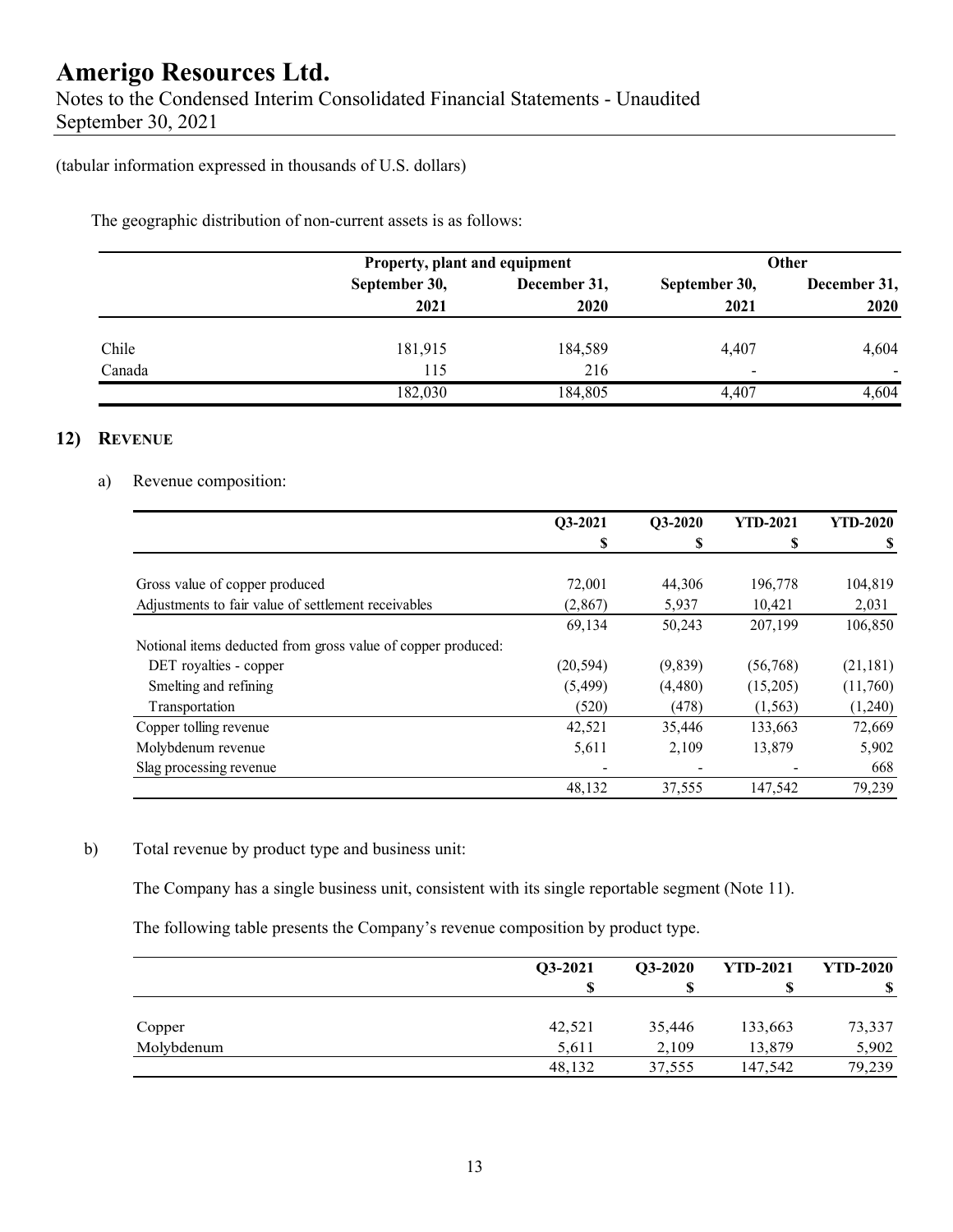(tabular information expressed in thousands of U.S. dollars)

The geographic distribution of non-current assets is as follows:

| | Property, plant and equipment | | Other | |
|---|---|---|---|---|
| | September 30, 2021 | December 31, 2020 | September 30, 2021 | December 31, 2020 |
| Chile | 181,915 | 184,589 | 4,407 | 4,604 |
| Canada | 115 | 216 | - | - |
| | 182,030 | 184,805 | 4,407 | 4,604 |

## 12) Revenue

a) Revenue composition:

| | Q3-2021 | Q3-2020 | YTD-2021 | YTD-2020 |
|---|---|---|---|---|
| | $ | $ | $ | $ |
| Gross value of copper produced | 72,001 | 44,306 | 196,778 | 104,819 |
| Adjustments to fair value of settlement receivables | (2,867) | 5,937 | 10,421 | 2,031 |
| | 69,134 | 50,243 | 207,199 | 106,850 |
| Notional items deducted from gross value of copper produced: | | | | |
| DET royalties - copper | (20,594) | (9,839) | (56,768) | (21,181) |
| Smelting and refining | (5,499) | (4,480) | (15,205) | (11,760) |
| Transportation | (520) | (478) | (1,563) | (1,240) |
| Copper tolling revenue | 42,521 | 35,446 | 133,663 | 72,669 |
| Molybdenum revenue | 5,611 | 2,109 | 13,879 | 5,902 |
| Slag processing revenue | - | - | - | 668 |
| | 48,132 | 37,555 | 147,542 | 79,239 |

b) Total revenue by product type and business unit:

The Company has a single business unit, consistent with its single reportable segment (Note 11).

The following table presents the Company's revenue composition by product type.

| | Q3-2021 | Q3-2020 | YTD-2021 | YTD-2020 |
|---|---|---|---|---|
| | $ | $ | $ | $ |
| Copper | 42,521 | 35,446 | 133,663 | 73,337 |
| Molybdenum | 5,611 | 2,109 | 13,879 | 5,902 |
| | 48,132 | 37,555 | 147,542 | 79,239 |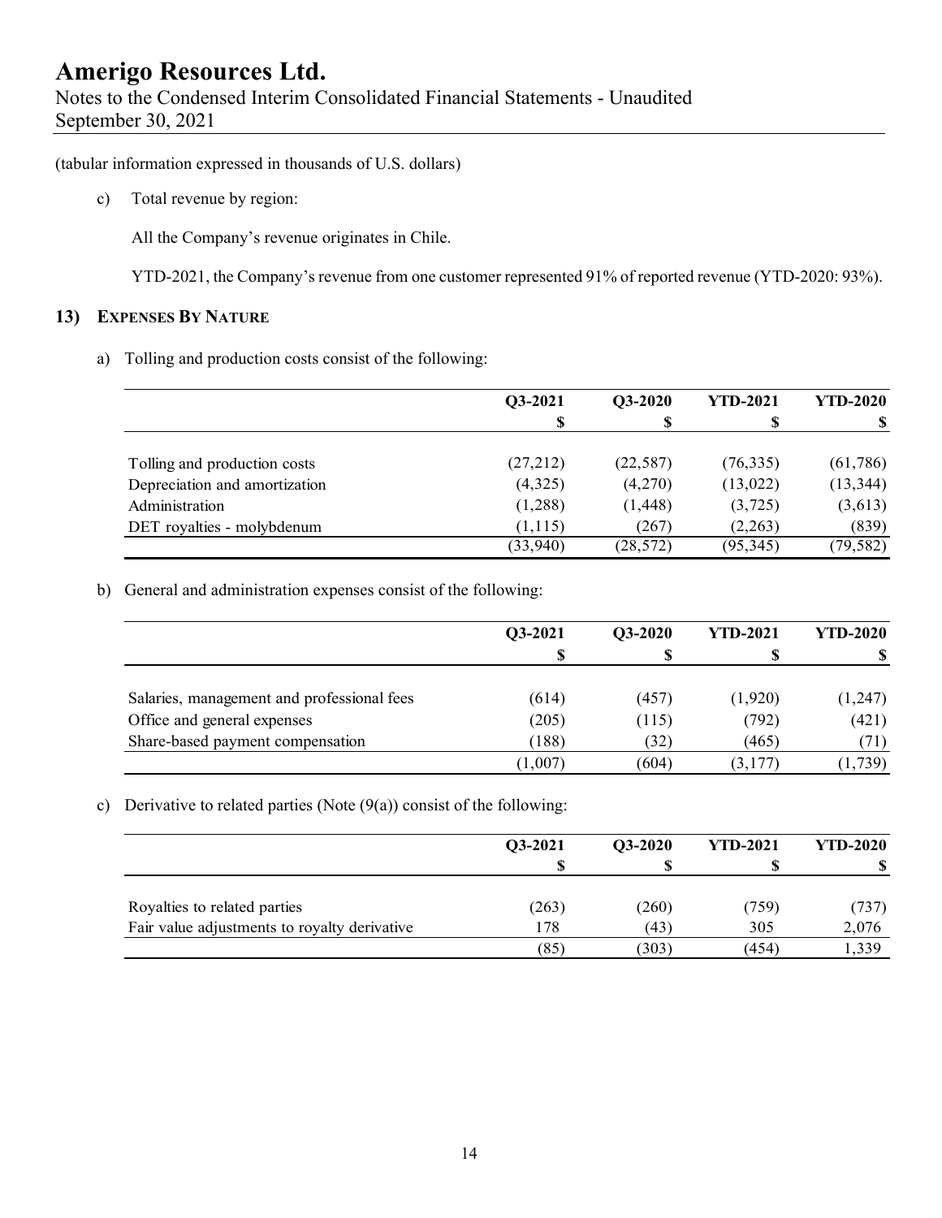(tabular information expressed in thousands of U.S. dollars)

c) Total revenue by region:

All the Company's revenue originates in Chile.

YTD-2021, the Company's revenue from one customer represented 91% of reported revenue (YTD-2020: 93%).

## 13) EXPENSES BY NATURE

a) Tolling and production costs consist of the following:

| | Q3-2021 | Q3-2020 | YTD-2021 | YTD-2020 |
|---|---|---|---|---|
| | $ | $ | $ | $ |
| Tolling and production costs | (27,212) | (22,587) | (76,335) | (61,786) |
| Depreciation and amortization | (4,325) | (4,270) | (13,022) | (13,344) |
| Administration | (1,288) | (1,448) | (3,725) | (3,613) |
| DET royalties - molybdenum | (1,115) | (267) | (2,263) | (839) |
| | (33,940) | (28,572) | (95,345) | (79,582) |

b) General and administration expenses consist of the following:

| | Q3-2021 | Q3-2020 | YTD-2021 | YTD-2020 |
|---|---|---|---|---|
| | $ | $ | $ | $ |
| Salaries, management and professional fees | (614) | (457) | (1,920) | (1,247) |
| Office and general expenses | (205) | (115) | (792) | (421) |
| Share-based payment compensation | (188) | (32) | (465) | (71) |
| | (1,007) | (604) | (3,177) | (1,739) |

c) Derivative to related parties (Note (9(a)) consist of the following:

| | Q3-2021 | Q3-2020 | YTD-2021 | YTD-2020 |
|---|---|---|---|---|
| | $ | $ | $ | $ |
| Royalties to related parties | (263) | (260) | (759) | (737) |
| Fair value adjustments to royalty derivative | 178 | (43) | 305 | 2,076 |
| | (85) | (303) | (454) | 1,339 |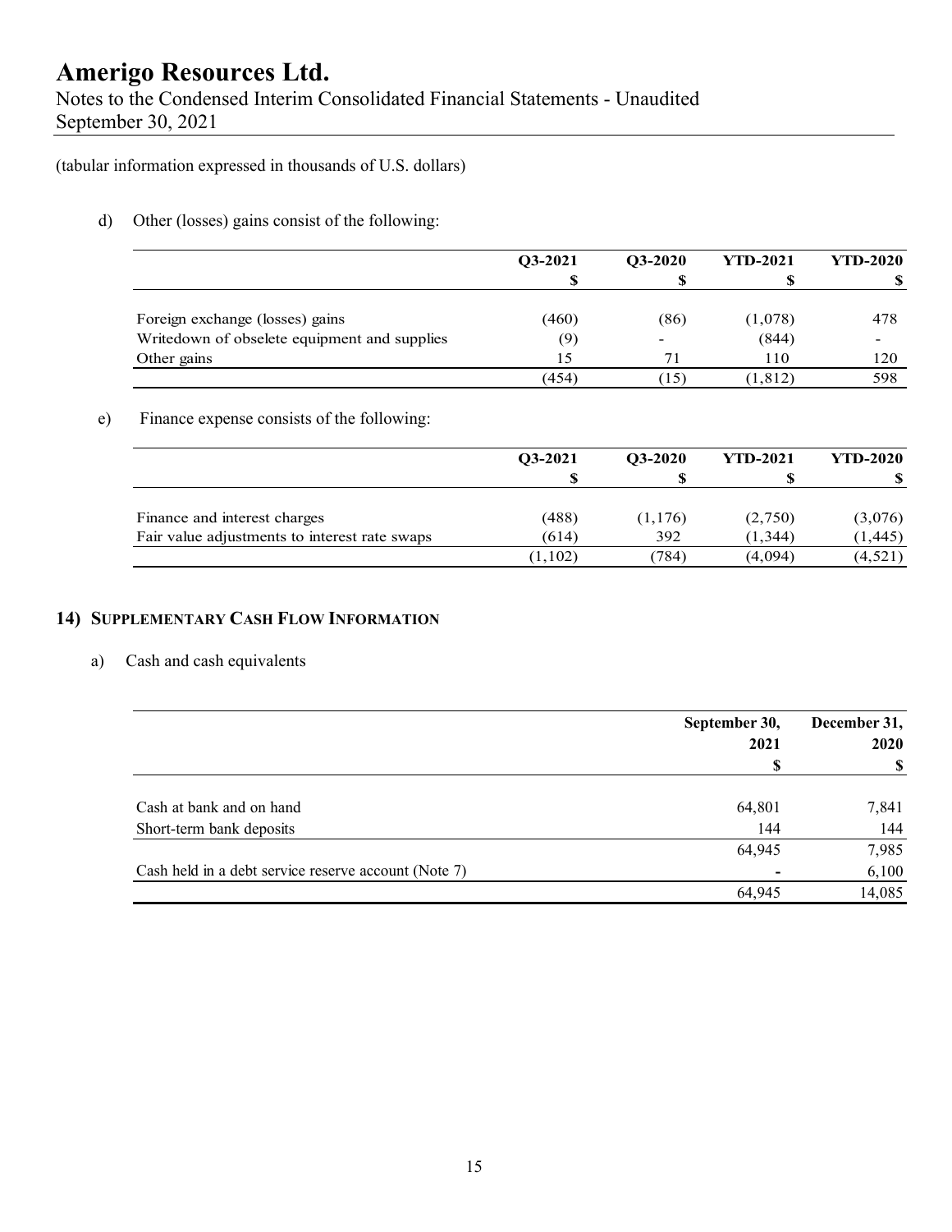(tabular information expressed in thousands of U.S. dollars)

d) Other (losses) gains consist of the following:

| | Q3-2021 | Q3-2020 | YTD-2021 | YTD-2020 |
|---|---|---|---|---|
| | $ | $ | $ | $ |
| Foreign exchange (losses) gains | (460) | (86) | (1,078) | 478 |
| Writedown of obselete equipment and supplies | (9) | - | (844) | - |
| Other gains | 15 | 71 | 110 | 120 |
| | (454) | (15) | (1,812) | 598 |

e) Finance expense consists of the following:

| | Q3-2021 | Q3-2020 | YTD-2021 | YTD-2020 |
|---|---|---|---|---|
| | $ | $ | $ | $ |
| Finance and interest charges | (488) | (1,176) | (2,750) | (3,076) |
| Fair value adjustments to interest rate swaps | (614) | 392 | (1,344) | (1,445) |
| | (1,102) | (784) | (4,094) | (4,521) |

## 14) SUPPLEMENTARY CASH FLOW INFORMATION

a) Cash and cash equivalents

| | September 30, 2021 | December 31, 2020 |
|---|---|---|
| | $ | $ |
| Cash at bank and on hand | 64,801 | 7,841 |
| Short-term bank deposits | 144 | 144 |
| | 64,945 | 7,985 |
| Cash held in a debt service reserve account (Note 7) | - | 6,100 |
| | 64,945 | 14,085 |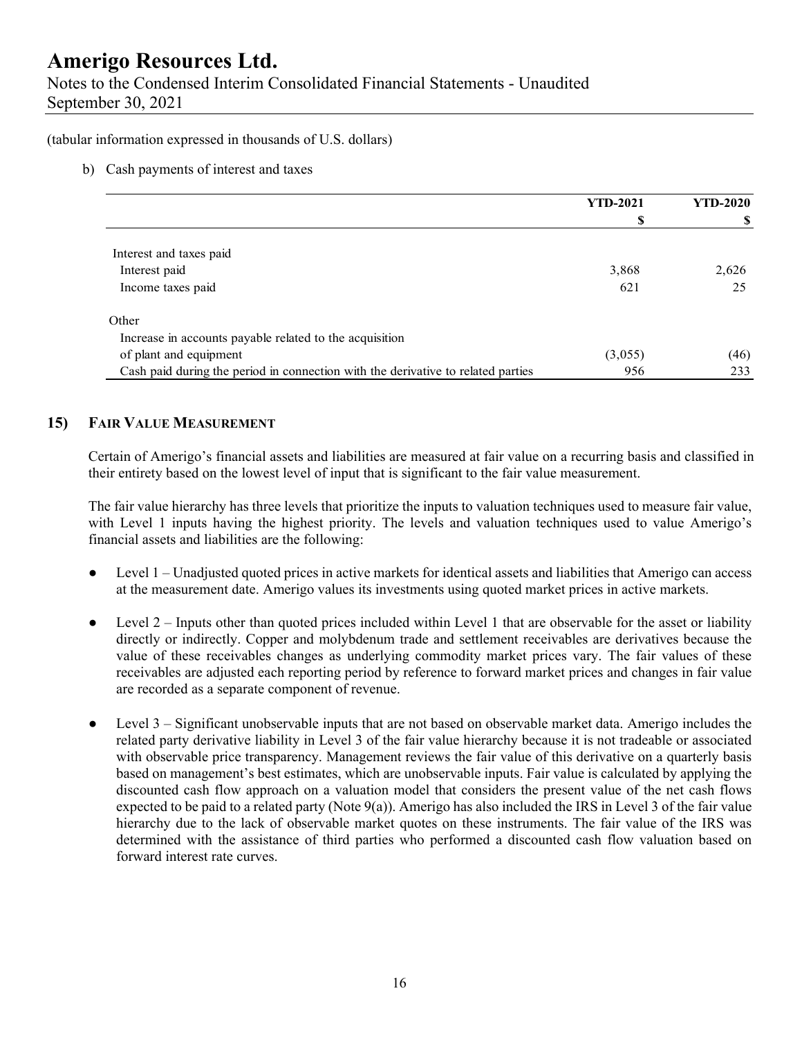(tabular information expressed in thousands of U.S. dollars)

b) Cash payments of interest and taxes

| | YTD-2021 | YTD-2020 |
|---|---|---|
| | $ | $ |
| Interest and taxes paid | | |
| Interest paid | 3,868 | 2,626 |
| Income taxes paid | 621 | 25 |
| Other | | |
| Increase in accounts payable related to the acquisition of plant and equipment | (3,055) | (46) |
| Cash paid during the period in connection with the derivative to related parties | 956 | 233 |

## 15) FAIR VALUE MEASUREMENT

Certain of Amerigo's financial assets and liabilities are measured at fair value on a recurring basis and classified in their entirety based on the lowest level of input that is significant to the fair value measurement.

The fair value hierarchy has three levels that prioritize the inputs to valuation techniques used to measure fair value, with Level 1 inputs having the highest priority. The levels and valuation techniques used to value Amerigo's financial assets and liabilities are the following:

- Level 1 – Unadjusted quoted prices in active markets for identical assets and liabilities that Amerigo can access at the measurement date. Amerigo values its investments using quoted market prices in active markets.

- Level 2 – Inputs other than quoted prices included within Level 1 that are observable for the asset or liability directly or indirectly. Copper and molybdenum trade and settlement receivables are derivatives because the value of these receivables changes as underlying commodity market prices vary. The fair values of these receivables are adjusted each reporting period by reference to forward market prices and changes in fair value are recorded as a separate component of revenue.

- Level 3 – Significant unobservable inputs that are not based on observable market data. Amerigo includes the related party derivative liability in Level 3 of the fair value hierarchy because it is not tradeable or associated with observable price transparency. Management reviews the fair value of this derivative on a quarterly basis based on management's best estimates, which are unobservable inputs. Fair value is calculated by applying the discounted cash flow approach on a valuation model that considers the present value of the net cash flows expected to be paid to a related party (Note 9(a)). Amerigo has also included the IRS in Level 3 of the fair value hierarchy due to the lack of observable market quotes on these instruments. The fair value of the IRS was determined with the assistance of third parties who performed a discounted cash flow valuation based on forward interest rate curves.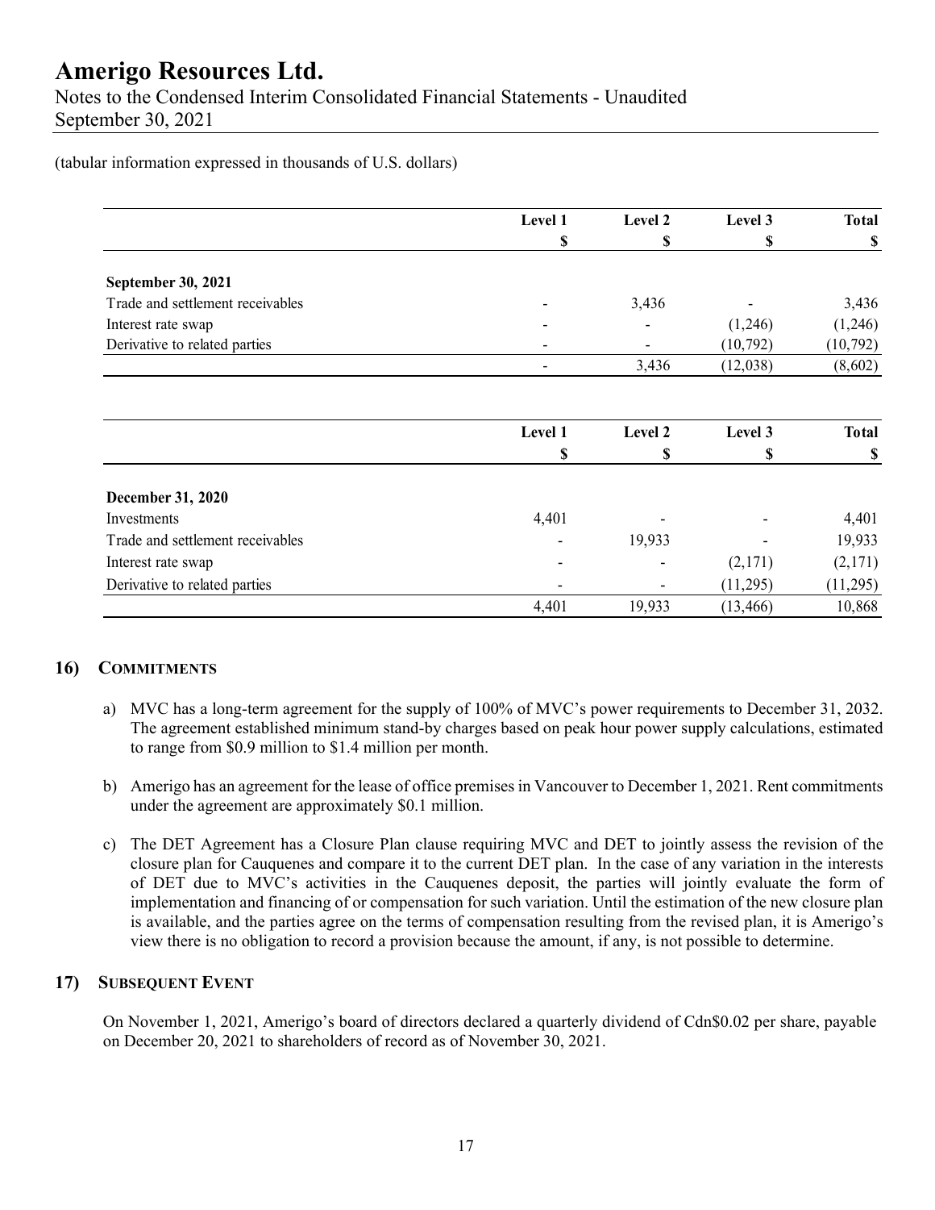(tabular information expressed in thousands of U.S. dollars)

| | Level 1 | Level 2 | Level 3 | Total |
|---|---|---|---|---|
| | $ | $ | $ | $ |
| **September 30, 2021** | | | | |
| Trade and settlement receivables | - | 3,436 | - | 3,436 |
| Interest rate swap | - | - | (1,246) | (1,246) |
| Derivative to related parties | - | - | (10,792) | (10,792) |
| | - | 3,436 | (12,038) | (8,602) |

| | Level 1 | Level 2 | Level 3 | Total |
|---|---|---|---|---|
| | $ | $ | $ | $ |
| **December 31, 2020** | | | | |
| Investments | 4,401 | - | - | 4,401 |
| Trade and settlement receivables | - | 19,933 | - | 19,933 |
| Interest rate swap | - | - | (2,171) | (2,171) |
| Derivative to related parties | - | - | (11,295) | (11,295) |
| | 4,401 | 19,933 | (13,466) | 10,868 |

## 16) COMMITMENTS

a) MVC has a long-term agreement for the supply of 100% of MVC's power requirements to December 31, 2032. The agreement established minimum stand-by charges based on peak hour power supply calculations, estimated to range from $0.9 million to $1.4 million per month.

b) Amerigo has an agreement for the lease of office premises in Vancouver to December 1, 2021. Rent commitments under the agreement are approximately $0.1 million.

c) The DET Agreement has a Closure Plan clause requiring MVC and DET to jointly assess the revision of the closure plan for Cauquenes and compare it to the current DET plan. In the case of any variation in the interests of DET due to MVC's activities in the Cauquenes deposit, the parties will jointly evaluate the form of implementation and financing of or compensation for such variation. Until the estimation of the new closure plan is available, and the parties agree on the terms of compensation resulting from the revised plan, it is Amerigo's view there is no obligation to record a provision because the amount, if any, is not possible to determine.

## 17) SUBSEQUENT EVENT

On November 1, 2021, Amerigo's board of directors declared a quarterly dividend of Cdn$0.02 per share, payable on December 20, 2021 to shareholders of record as of November 30, 2021.